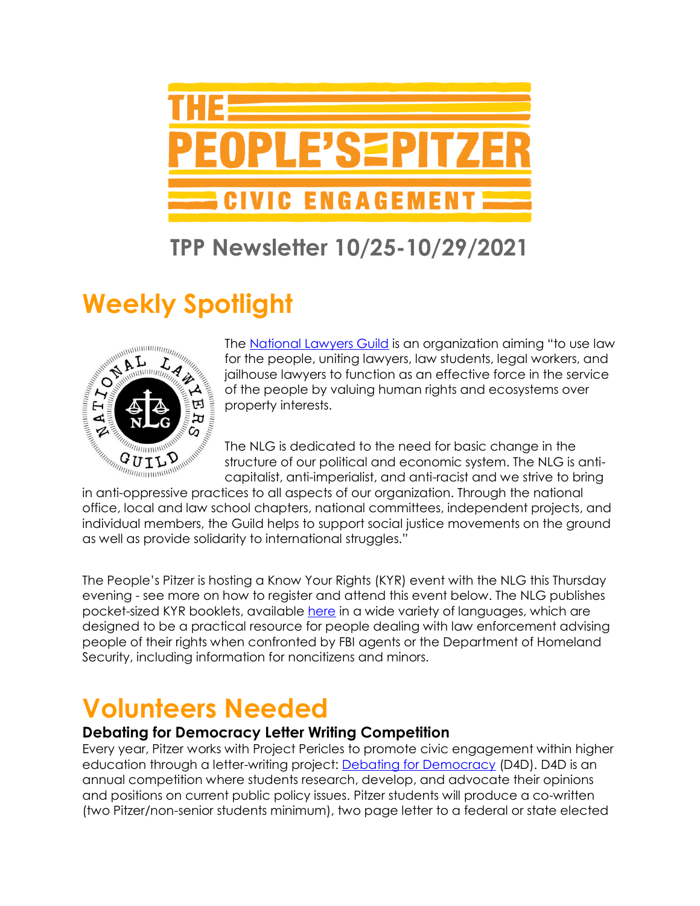# THE PEOPLE'S PITZER

## CIVIC ENGAGEMENT

## TPP Newsletter 10/25-10/29/2021

# Weekly Spotlight

The National Lawyers Guild is an organization aiming "to use law for the people, uniting lawyers, law students, legal workers, and jailhouse lawyers to function as an effective force in the service of the people by valuing human rights and ecosystems over property interests.

The NLG is dedicated to the need for basic change in the structure of our political and economic system. The NLG is anti-capitalist, anti-imperialist, and anti-racist and we strive to bring in anti-oppressive practices to all aspects of our organization. Through the national office, local and law school chapters, national committees, independent projects, and individual members, the Guild helps to support social justice movements on the ground as well as provide solidarity to international struggles."

The People's Pitzer is hosting a Know Your Rights (KYR) event with the NLG this Thursday evening - see more on how to register and attend this event below. The NLG publishes pocket-sized KYR booklets, available here in a wide variety of languages, which are designed to be a practical resource for people dealing with law enforcement advising people of their rights when confronted by FBI agents or the Department of Homeland Security, including information for noncitizens and minors.

# Volunteers Needed

### Debating for Democracy Letter Writing Competition

Every year, Pitzer works with Project Pericles to promote civic engagement within higher education through a letter-writing project: Debating for Democracy (D4D). D4D is an annual competition where students research, develop, and advocate their opinions and positions on current public policy issues. Pitzer students will produce a co-written (two Pitzer/non-senior students minimum), two page letter to a federal or state elected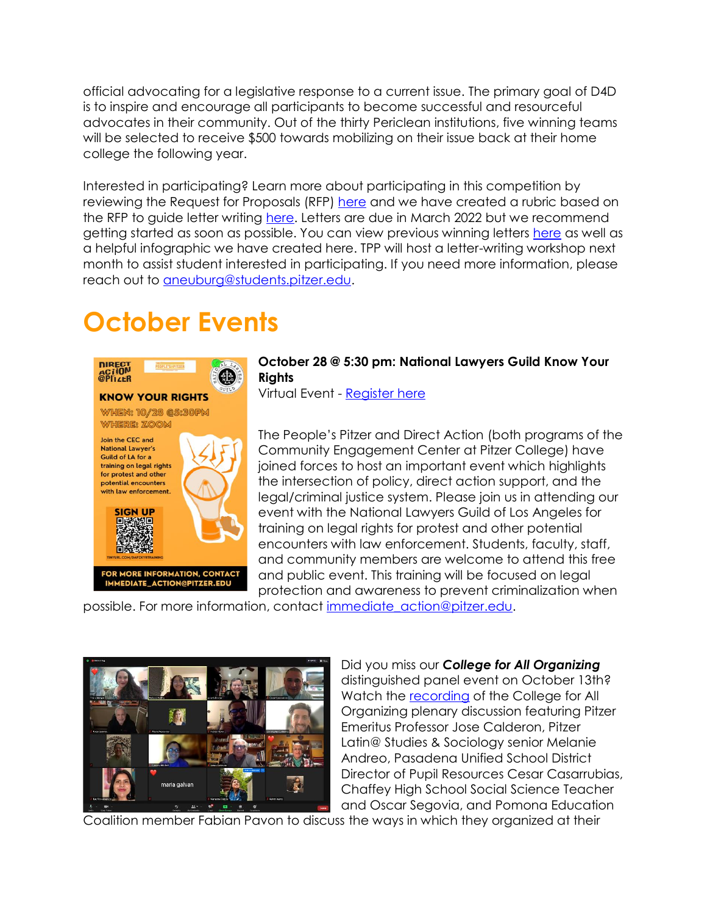official advocating for a legislative response to a current issue. The primary goal of D4D is to inspire and encourage all participants to become successful and resourceful advocates in their community. Out of the thirty Periclean institutions, five winning teams will be selected to receive $500 towards mobilizing on their issue back at their home college the following year.

Interested in participating? Learn more about participating in this competition by reviewing the Request for Proposals (RFP) here and we have created a rubric based on the RFP to guide letter writing here. Letters are due in March 2022 but we recommend getting started as soon as possible. You can view previous winning letters here as well as a helpful infographic we have created here. TPP will host a letter-writing workshop next month to assist student interested in participating. If you need more information, please reach out to aneuburg@students.pitzer.edu.

# October Events

**October 28 @ 5:30 pm: National Lawyers Guild Know Your Rights**

Virtual Event - Register here

The People's Pitzer and Direct Action (both programs of the Community Engagement Center at Pitzer College) have joined forces to host an important event which highlights the intersection of policy, direct action support, and the legal/criminal justice system. Please join us in attending our event with the National Lawyers Guild of Los Angeles for training on legal rights for protest and other potential encounters with law enforcement. Students, faculty, staff, and community members are welcome to attend this free and public event. This training will be focused on legal protection and awareness to prevent criminalization when possible. For more information, contact immediate_action@pitzer.edu.

Did you miss our ***College for All Organizing*** distinguished panel event on October 13th? Watch the recording of the College for All Organizing plenary discussion featuring Pitzer Emeritus Professor Jose Calderon, Pitzer Latin@ Studies & Sociology senior Melanie Andreo, Pasadena Unified School District Director of Pupil Resources Cesar Casarrubias, Chaffey High School Social Science Teacher and Oscar Segovia, and Pomona Education Coalition member Fabian Pavon to discuss the ways in which they organized at their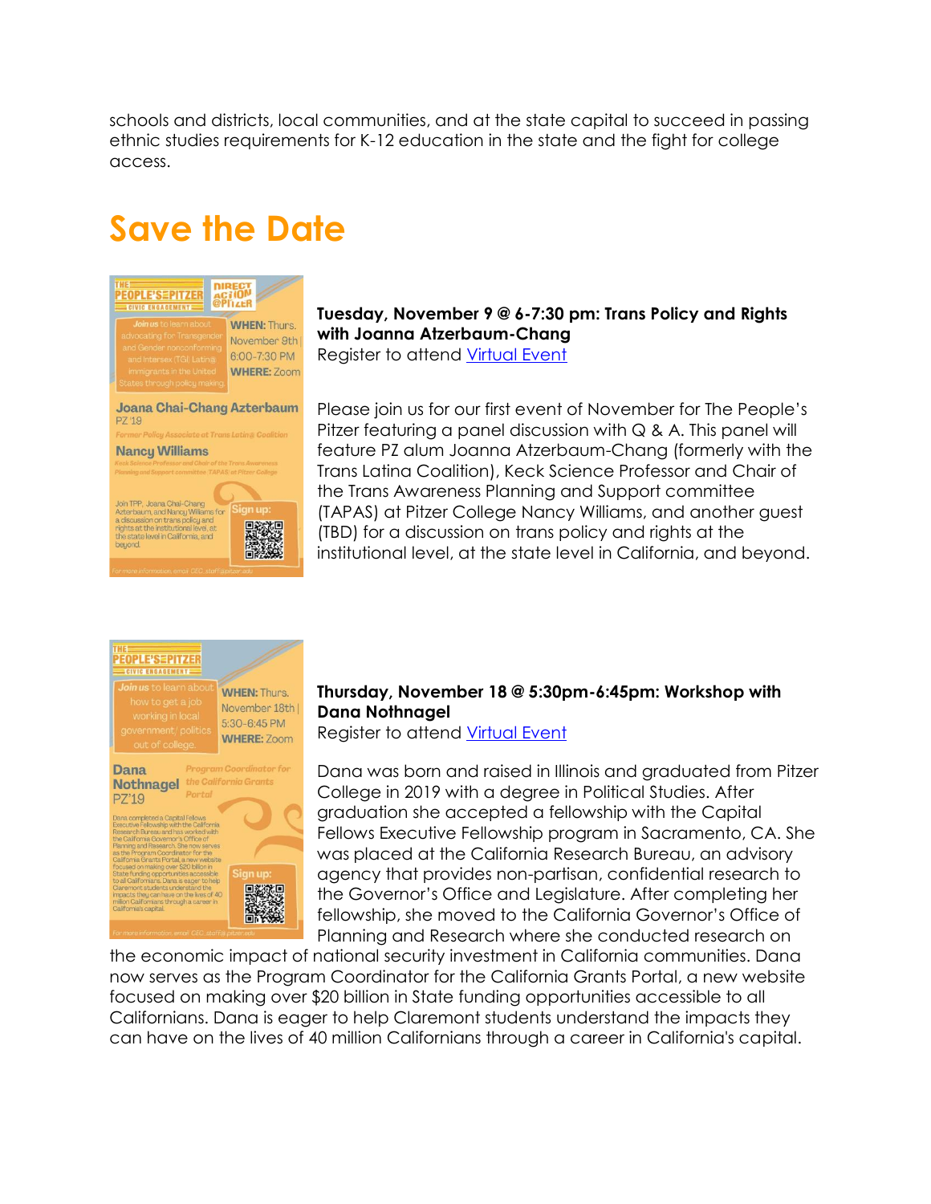schools and districts, local communities, and at the state capital to succeed in passing ethnic studies requirements for K-12 education in the state and the fight for college access.

# Save the Date

**Tuesday, November 9 @ 6-7:30 pm: Trans Policy and Rights with Joanna Atzerbaum-Chang**
Register to attend [Virtual Event]

Please join us for our first event of November for The People's Pitzer featuring a panel discussion with Q & A. This panel will feature PZ alum Joanna Atzerbaum-Chang (formerly with the Trans Latina Coalition), Keck Science Professor and Chair of the Trans Awareness Planning and Support committee (TAPAS) at Pitzer College Nancy Williams, and another guest (TBD) for a discussion on trans policy and rights at the institutional level, at the state level in California, and beyond.

**Thursday, November 18 @ 5:30pm-6:45pm: Workshop with Dana Nothnagel**
Register to attend [Virtual Event]

Dana was born and raised in Illinois and graduated from Pitzer College in 2019 with a degree in Political Studies. After graduation she accepted a fellowship with the Capital Fellows Executive Fellowship program in Sacramento, CA. She was placed at the California Research Bureau, an advisory agency that provides non-partisan, confidential research to the Governor's Office and Legislature. After completing her fellowship, she moved to the California Governor's Office of Planning and Research where she conducted research on the economic impact of national security investment in California communities. Dana now serves as the Program Coordinator for the California Grants Portal, a new website focused on making over $20 billion in State funding opportunities accessible to all Californians. Dana is eager to help Claremont students understand the impacts they can have on the lives of 40 million Californians through a career in California's capital.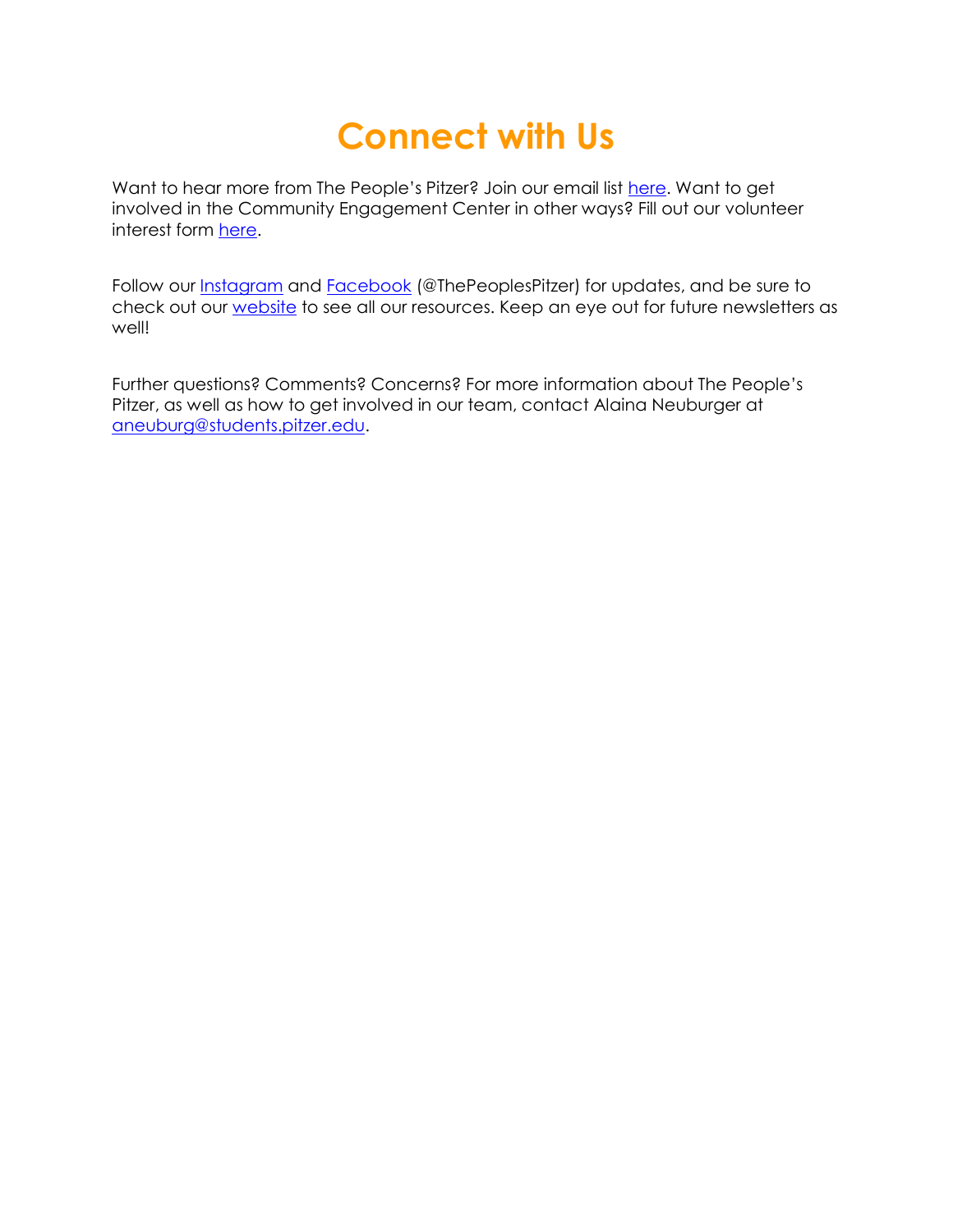# Connect with Us

Want to hear more from The People's Pitzer? Join our email list here. Want to get involved in the Community Engagement Center in other ways? Fill out our volunteer interest form here.

Follow our Instagram and Facebook (@ThePeoplesPitzer) for updates, and be sure to check out our website to see all our resources. Keep an eye out for future newsletters as well!

Further questions? Comments? Concerns? For more information about The People's Pitzer, as well as how to get involved in our team, contact Alaina Neuburger at aneuburg@students.pitzer.edu.